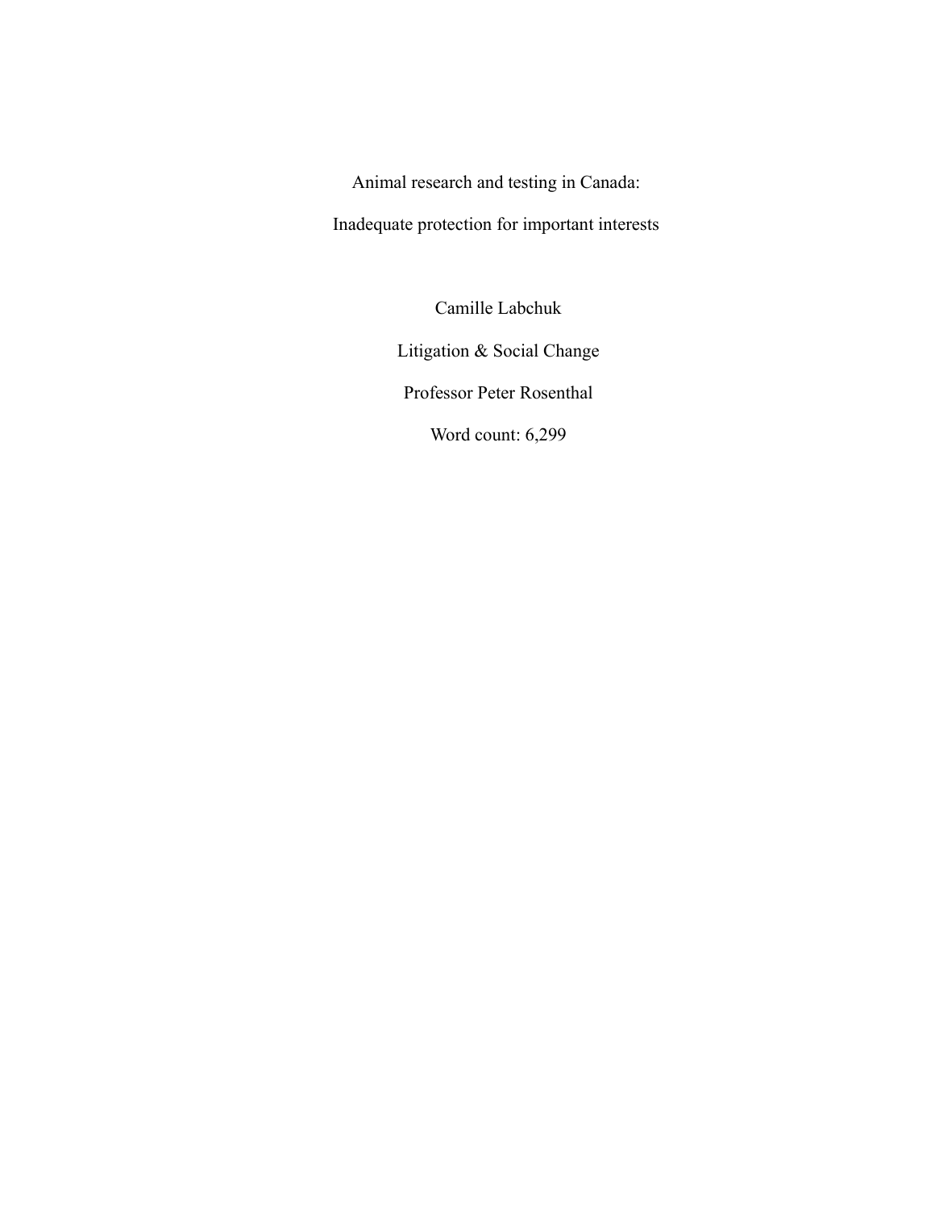# Animal research and testing in Canada:

# Inadequate protection for important interests

Camille Labchuk

Litigation & Social Change

Professor Peter Rosenthal

Word count: 6,299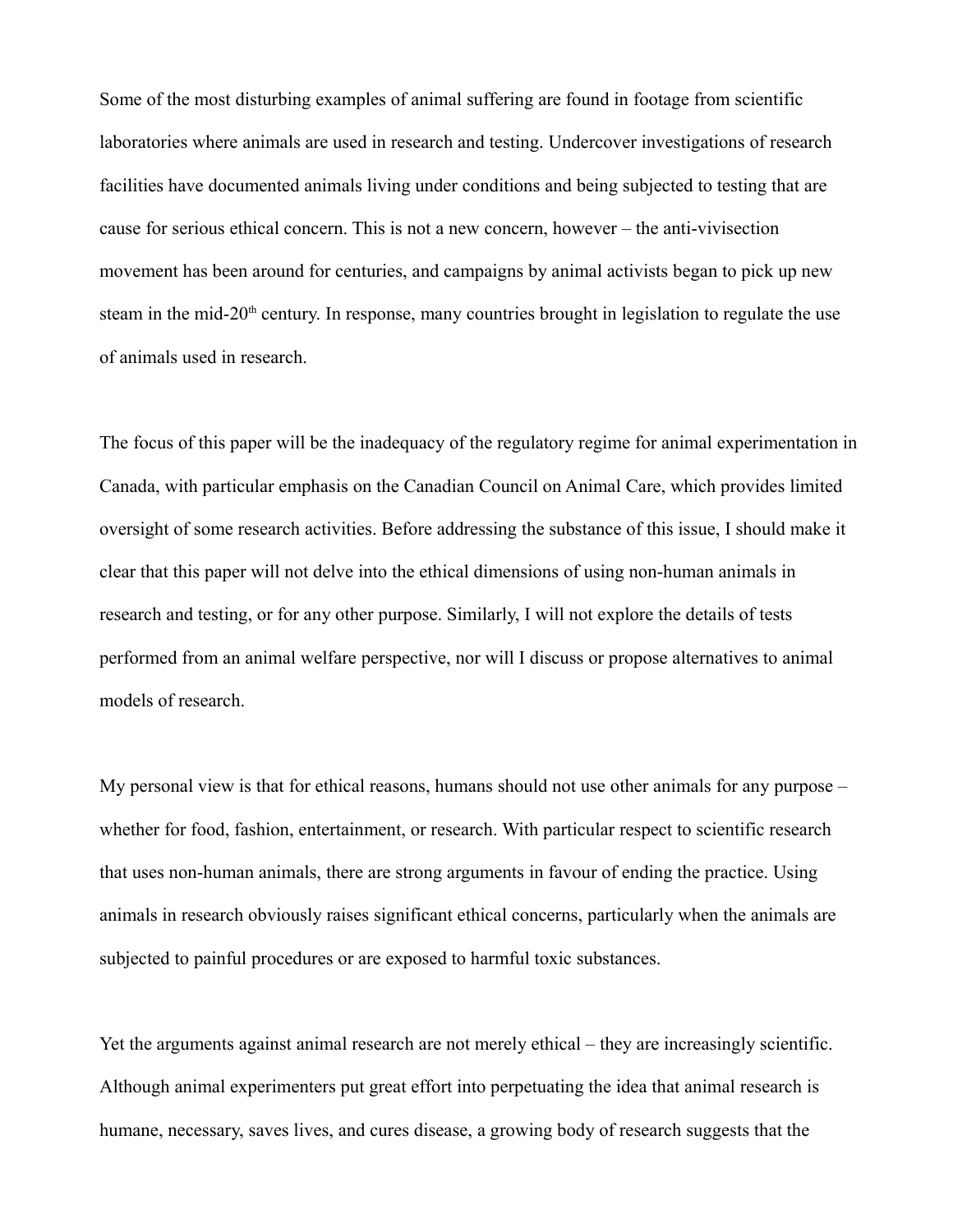Some of the most disturbing examples of animal suffering are found in footage from scientific laboratories where animals are used in research and testing. Undercover investigations of research facilities have documented animals living under conditions and being subjected to testing that are cause for serious ethical concern. This is not a new concern, however – the anti-vivisection movement has been around for centuries, and campaigns by animal activists began to pick up new steam in the mid-20th century. In response, many countries brought in legislation to regulate the use of animals used in research.

The focus of this paper will be the inadequacy of the regulatory regime for animal experimentation in Canada, with particular emphasis on the Canadian Council on Animal Care, which provides limited oversight of some research activities. Before addressing the substance of this issue, I should make it clear that this paper will not delve into the ethical dimensions of using non-human animals in research and testing, or for any other purpose. Similarly, I will not explore the details of tests performed from an animal welfare perspective, nor will I discuss or propose alternatives to animal models of research.

My personal view is that for ethical reasons, humans should not use other animals for any purpose – whether for food, fashion, entertainment, or research. With particular respect to scientific research that uses non-human animals, there are strong arguments in favour of ending the practice. Using animals in research obviously raises significant ethical concerns, particularly when the animals are subjected to painful procedures or are exposed to harmful toxic substances.

Yet the arguments against animal research are not merely ethical – they are increasingly scientific. Although animal experimenters put great effort into perpetuating the idea that animal research is humane, necessary, saves lives, and cures disease, a growing body of research suggests that the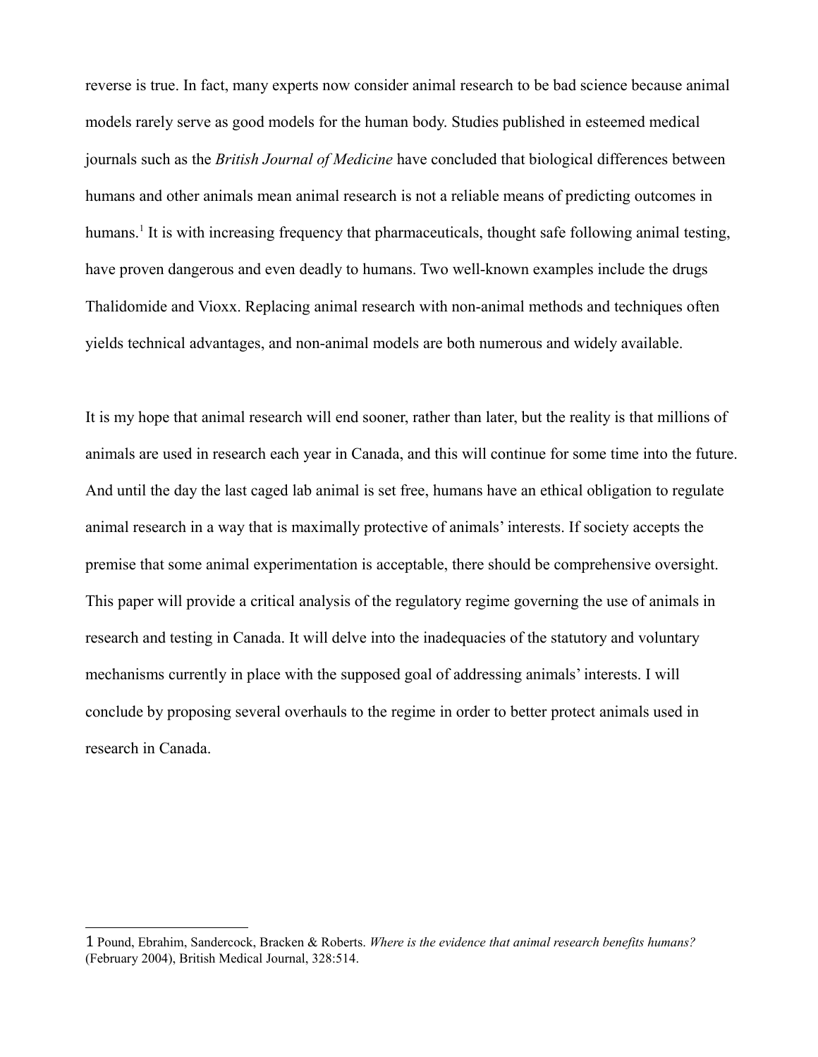reverse is true. In fact, many experts now consider animal research to be bad science because animal models rarely serve as good models for the human body. Studies published in esteemed medical journals such as the *British Journal of Medicine* have concluded that biological differences between humans and other animals mean animal research is not a reliable means of predicting outcomes in humans.[1] It is with increasing frequency that pharmaceuticals, thought safe following animal testing, have proven dangerous and even deadly to humans. Two well-known examples include the drugs Thalidomide and Vioxx. Replacing animal research with non-animal methods and techniques often yields technical advantages, and non-animal models are both numerous and widely available.

It is my hope that animal research will end sooner, rather than later, but the reality is that millions of animals are used in research each year in Canada, and this will continue for some time into the future. And until the day the last caged lab animal is set free, humans have an ethical obligation to regulate animal research in a way that is maximally protective of animals' interests. If society accepts the premise that some animal experimentation is acceptable, there should be comprehensive oversight. This paper will provide a critical analysis of the regulatory regime governing the use of animals in research and testing in Canada. It will delve into the inadequacies of the statutory and voluntary mechanisms currently in place with the supposed goal of addressing animals' interests. I will conclude by proposing several overhauls to the regime in order to better protect animals used in research in Canada.

---

1 Pound, Ebrahim, Sandercock, Bracken & Roberts. *Where is the evidence that animal research benefits humans?* (February 2004), British Medical Journal, 328:514.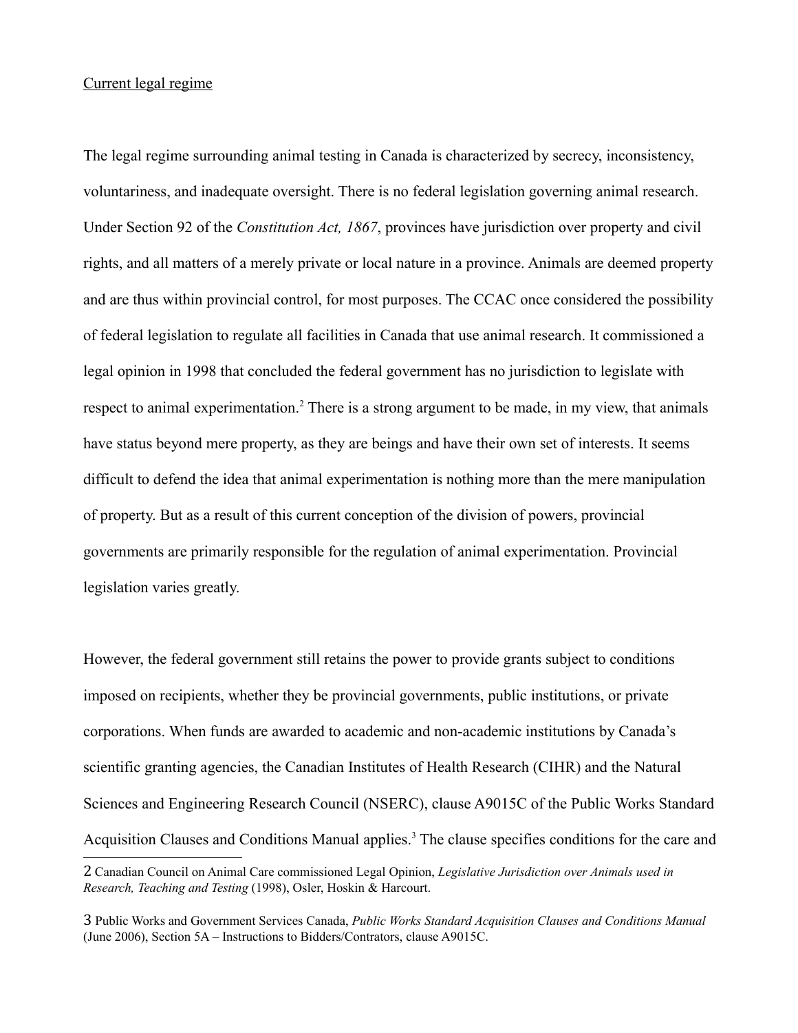Current legal regime

The legal regime surrounding animal testing in Canada is characterized by secrecy, inconsistency, voluntariness, and inadequate oversight. There is no federal legislation governing animal research. Under Section 92 of the *Constitution Act, 1867*, provinces have jurisdiction over property and civil rights, and all matters of a merely private or local nature in a province. Animals are deemed property and are thus within provincial control, for most purposes. The CCAC once considered the possibility of federal legislation to regulate all facilities in Canada that use animal research. It commissioned a legal opinion in 1998 that concluded the federal government has no jurisdiction to legislate with respect to animal experimentation.[2] There is a strong argument to be made, in my view, that animals have status beyond mere property, as they are beings and have their own set of interests. It seems difficult to defend the idea that animal experimentation is nothing more than the mere manipulation of property. But as a result of this current conception of the division of powers, provincial governments are primarily responsible for the regulation of animal experimentation. Provincial legislation varies greatly.

However, the federal government still retains the power to provide grants subject to conditions imposed on recipients, whether they be provincial governments, public institutions, or private corporations. When funds are awarded to academic and non-academic institutions by Canada's scientific granting agencies, the Canadian Institutes of Health Research (CIHR) and the Natural Sciences and Engineering Research Council (NSERC), clause A9015C of the Public Works Standard Acquisition Clauses and Conditions Manual applies.[3] The clause specifies conditions for the care and

---

2 Canadian Council on Animal Care commissioned Legal Opinion, *Legislative Jurisdiction over Animals used in Research, Teaching and Testing* (1998), Osler, Hoskin & Harcourt.

3 Public Works and Government Services Canada, *Public Works Standard Acquisition Clauses and Conditions Manual* (June 2006), Section 5A – Instructions to Bidders/Contrators, clause A9015C.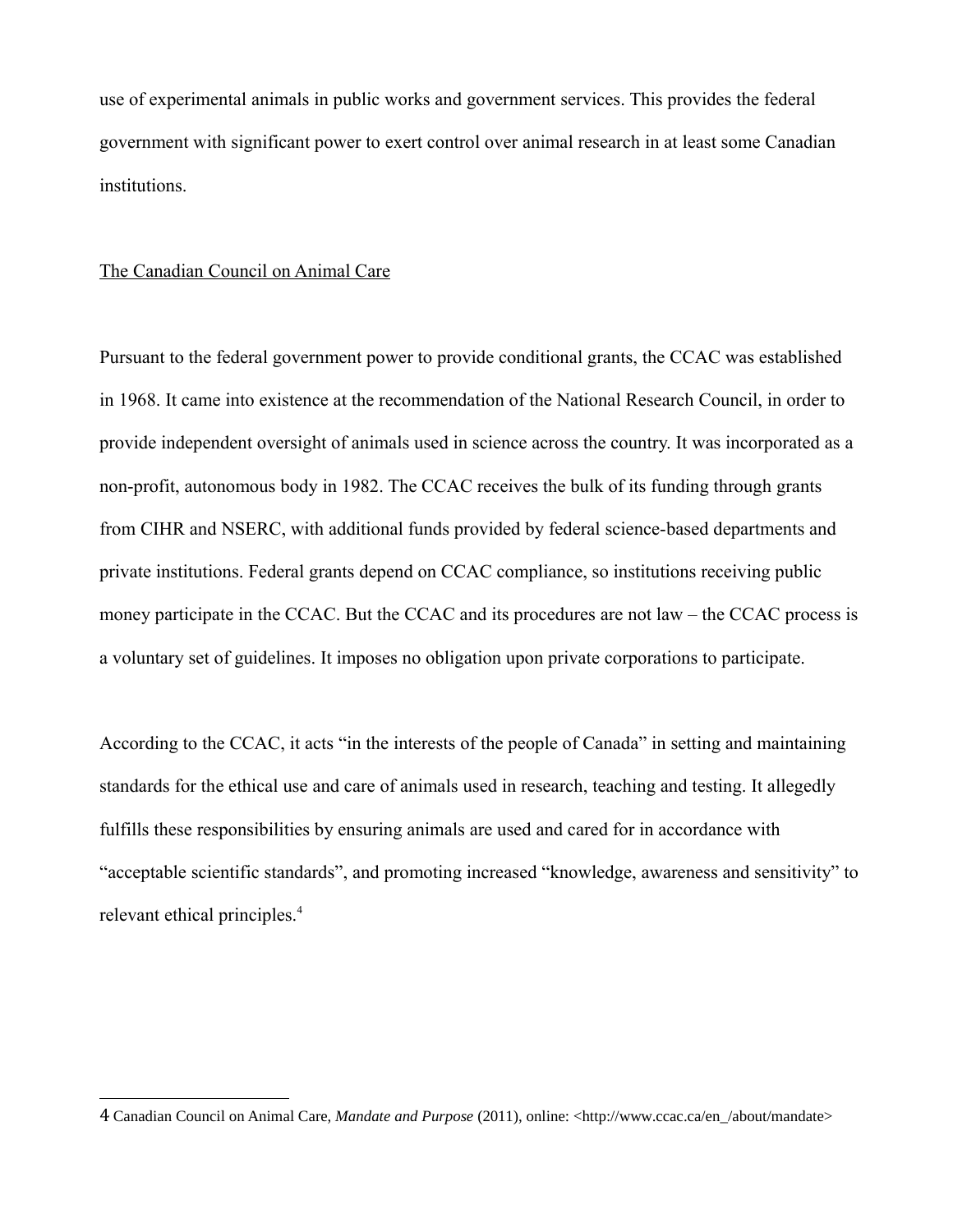use of experimental animals in public works and government services. This provides the federal government with significant power to exert control over animal research in at least some Canadian institutions.

## The Canadian Council on Animal Care

Pursuant to the federal government power to provide conditional grants, the CCAC was established in 1968. It came into existence at the recommendation of the National Research Council, in order to provide independent oversight of animals used in science across the country. It was incorporated as a non-profit, autonomous body in 1982. The CCAC receives the bulk of its funding through grants from CIHR and NSERC, with additional funds provided by federal science-based departments and private institutions. Federal grants depend on CCAC compliance, so institutions receiving public money participate in the CCAC. But the CCAC and its procedures are not law – the CCAC process is a voluntary set of guidelines. It imposes no obligation upon private corporations to participate.

According to the CCAC, it acts "in the interests of the people of Canada" in setting and maintaining standards for the ethical use and care of animals used in research, teaching and testing. It allegedly fulfills these responsibilities by ensuring animals are used and cared for in accordance with "acceptable scientific standards", and promoting increased "knowledge, awareness and sensitivity" to relevant ethical principles.[4]

---

[4] Canadian Council on Animal Care, *Mandate and Purpose* (2011), online: <http://www.ccac.ca/en_/about/mandate>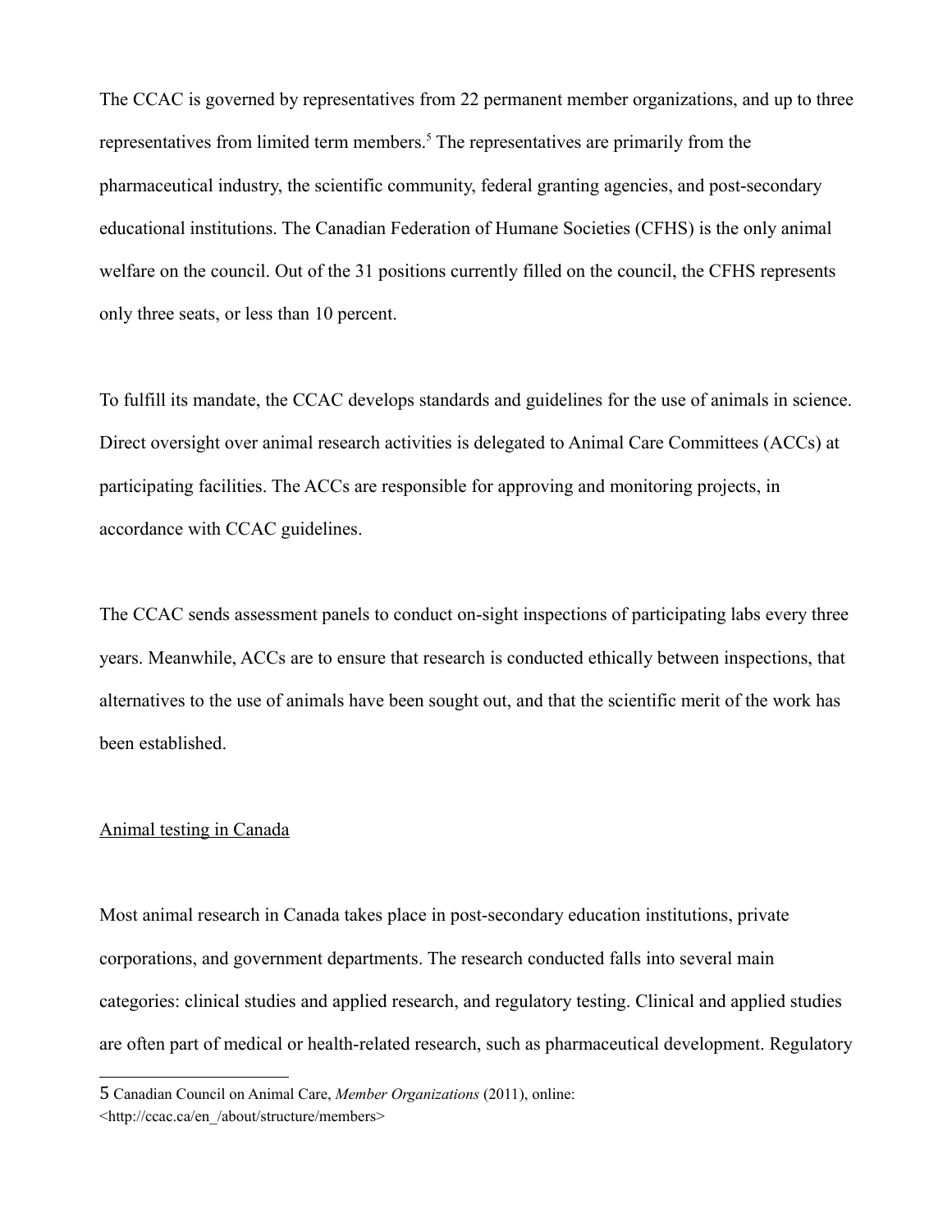The CCAC is governed by representatives from 22 permanent member organizations, and up to three representatives from limited term members.[5] The representatives are primarily from the pharmaceutical industry, the scientific community, federal granting agencies, and post-secondary educational institutions. The Canadian Federation of Humane Societies (CFHS) is the only animal welfare on the council. Out of the 31 positions currently filled on the council, the CFHS represents only three seats, or less than 10 percent.

To fulfill its mandate, the CCAC develops standards and guidelines for the use of animals in science. Direct oversight over animal research activities is delegated to Animal Care Committees (ACCs) at participating facilities. The ACCs are responsible for approving and monitoring projects, in accordance with CCAC guidelines.

The CCAC sends assessment panels to conduct on-sight inspections of participating labs every three years. Meanwhile, ACCs are to ensure that research is conducted ethically between inspections, that alternatives to the use of animals have been sought out, and that the scientific merit of the work has been established.

<u>Animal testing in Canada</u>

Most animal research in Canada takes place in post-secondary education institutions, private corporations, and government departments. The research conducted falls into several main categories: clinical studies and applied research, and regulatory testing. Clinical and applied studies are often part of medical or health-related research, such as pharmaceutical development. Regulatory

---

5 Canadian Council on Animal Care, *Member Organizations* (2011), online: <http://ccac.ca/en_/about/structure/members>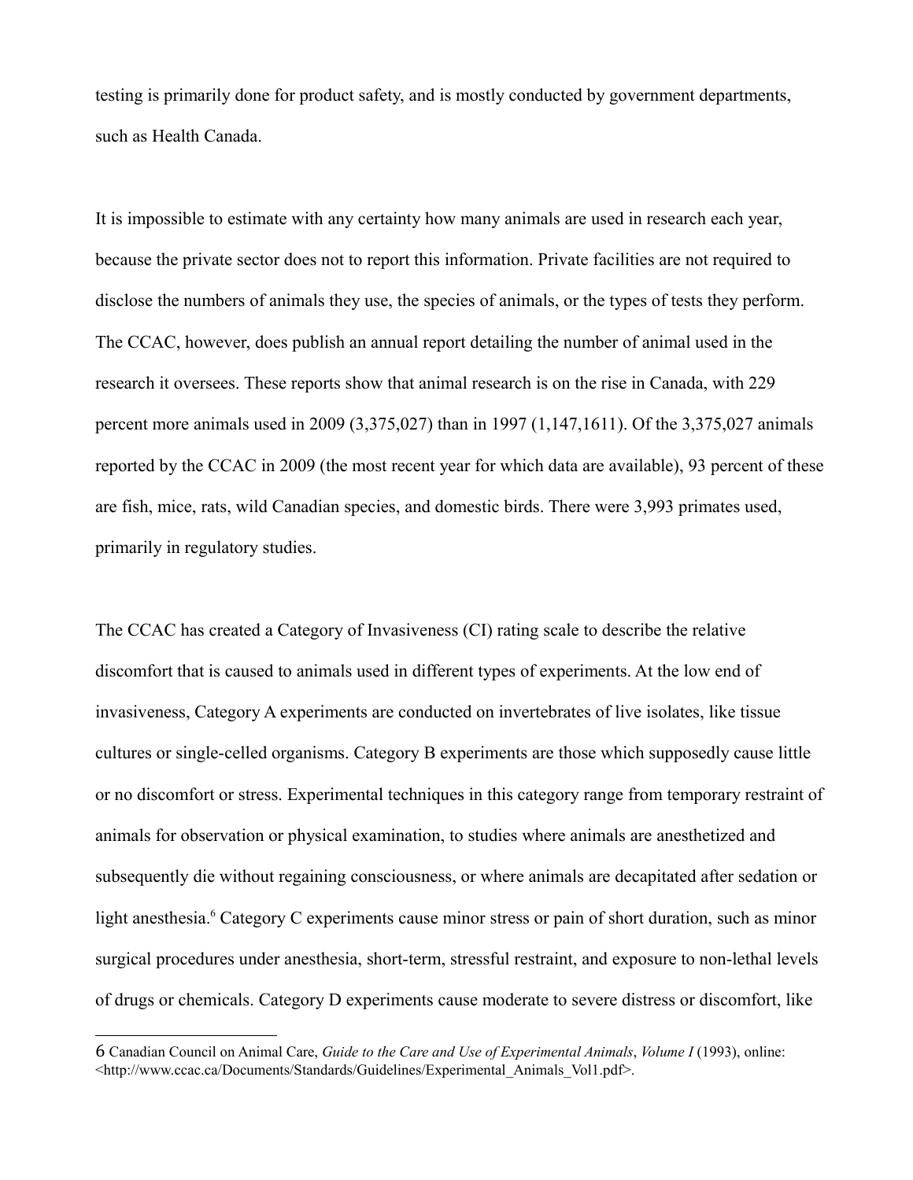testing is primarily done for product safety, and is mostly conducted by government departments, such as Health Canada.

It is impossible to estimate with any certainty how many animals are used in research each year, because the private sector does not to report this information. Private facilities are not required to disclose the numbers of animals they use, the species of animals, or the types of tests they perform. The CCAC, however, does publish an annual report detailing the number of animal used in the research it oversees. These reports show that animal research is on the rise in Canada, with 229 percent more animals used in 2009 (3,375,027) than in 1997 (1,147,1611). Of the 3,375,027 animals reported by the CCAC in 2009 (the most recent year for which data are available), 93 percent of these are fish, mice, rats, wild Canadian species, and domestic birds. There were 3,993 primates used, primarily in regulatory studies.

The CCAC has created a Category of Invasiveness (CI) rating scale to describe the relative discomfort that is caused to animals used in different types of experiments. At the low end of invasiveness, Category A experiments are conducted on invertebrates of live isolates, like tissue cultures or single-celled organisms. Category B experiments are those which supposedly cause little or no discomfort or stress. Experimental techniques in this category range from temporary restraint of animals for observation or physical examination, to studies where animals are anesthetized and subsequently die without regaining consciousness, or where animals are decapitated after sedation or light anesthesia.[6] Category C experiments cause minor stress or pain of short duration, such as minor surgical procedures under anesthesia, short-term, stressful restraint, and exposure to non-lethal levels of drugs or chemicals. Category D experiments cause moderate to severe distress or discomfort, like

6 Canadian Council on Animal Care, *Guide to the Care and Use of Experimental Animals*, *Volume I* (1993), online: <http://www.ccac.ca/Documents/Standards/Guidelines/Experimental_Animals_Vol1.pdf>.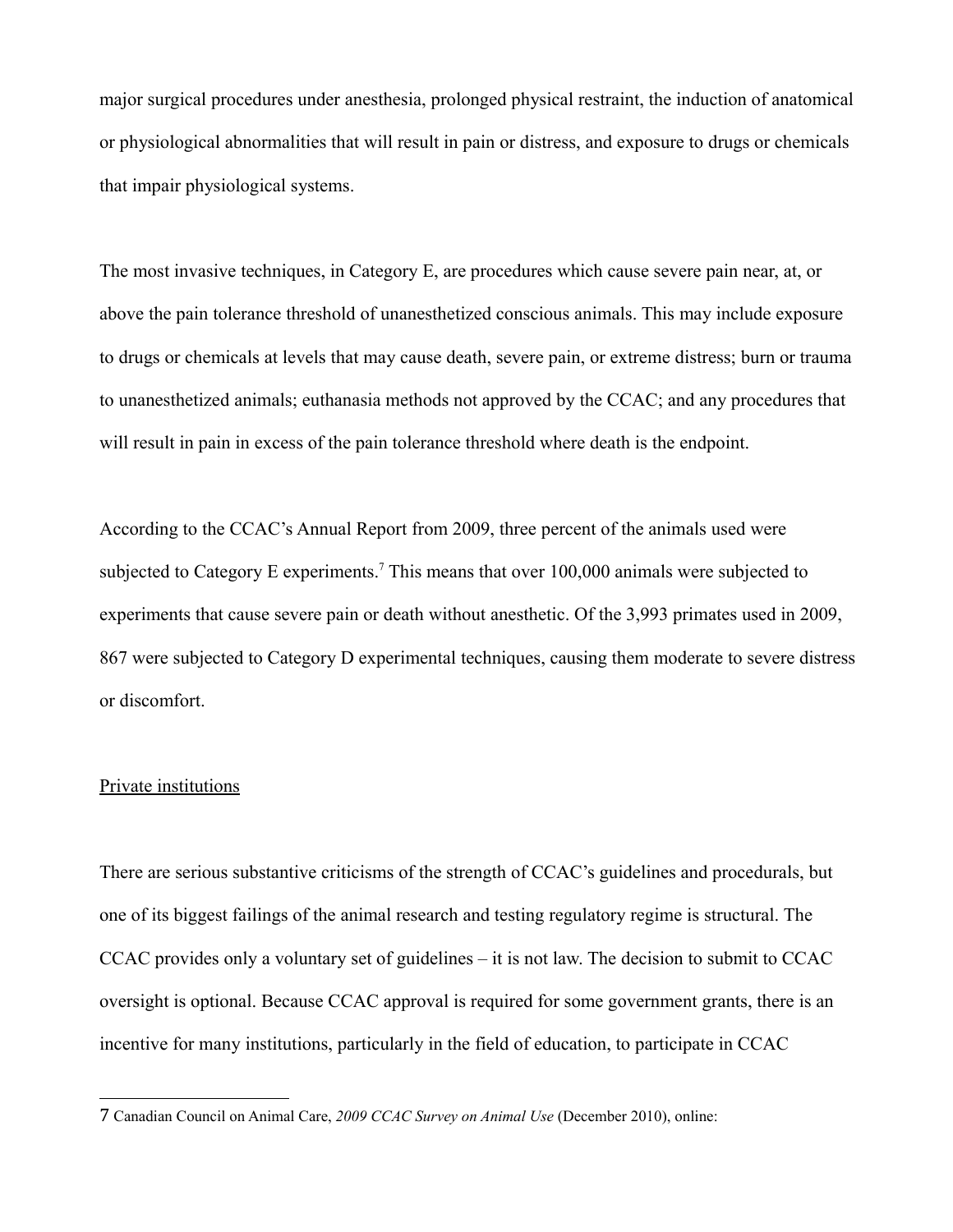major surgical procedures under anesthesia, prolonged physical restraint, the induction of anatomical or physiological abnormalities that will result in pain or distress, and exposure to drugs or chemicals that impair physiological systems.

The most invasive techniques, in Category E, are procedures which cause severe pain near, at, or above the pain tolerance threshold of unanesthetized conscious animals. This may include exposure to drugs or chemicals at levels that may cause death, severe pain, or extreme distress; burn or trauma to unanesthetized animals; euthanasia methods not approved by the CCAC; and any procedures that will result in pain in excess of the pain tolerance threshold where death is the endpoint.

According to the CCAC's Annual Report from 2009, three percent of the animals used were subjected to Category E experiments.[7] This means that over 100,000 animals were subjected to experiments that cause severe pain or death without anesthetic. Of the 3,993 primates used in 2009, 867 were subjected to Category D experimental techniques, causing them moderate to severe distress or discomfort.

Private institutions

There are serious substantive criticisms of the strength of CCAC's guidelines and procedurals, but one of its biggest failings of the animal research and testing regulatory regime is structural. The CCAC provides only a voluntary set of guidelines – it is not law. The decision to submit to CCAC oversight is optional. Because CCAC approval is required for some government grants, there is an incentive for many institutions, particularly in the field of education, to participate in CCAC

---

7 Canadian Council on Animal Care, *2009 CCAC Survey on Animal Use* (December 2010), online: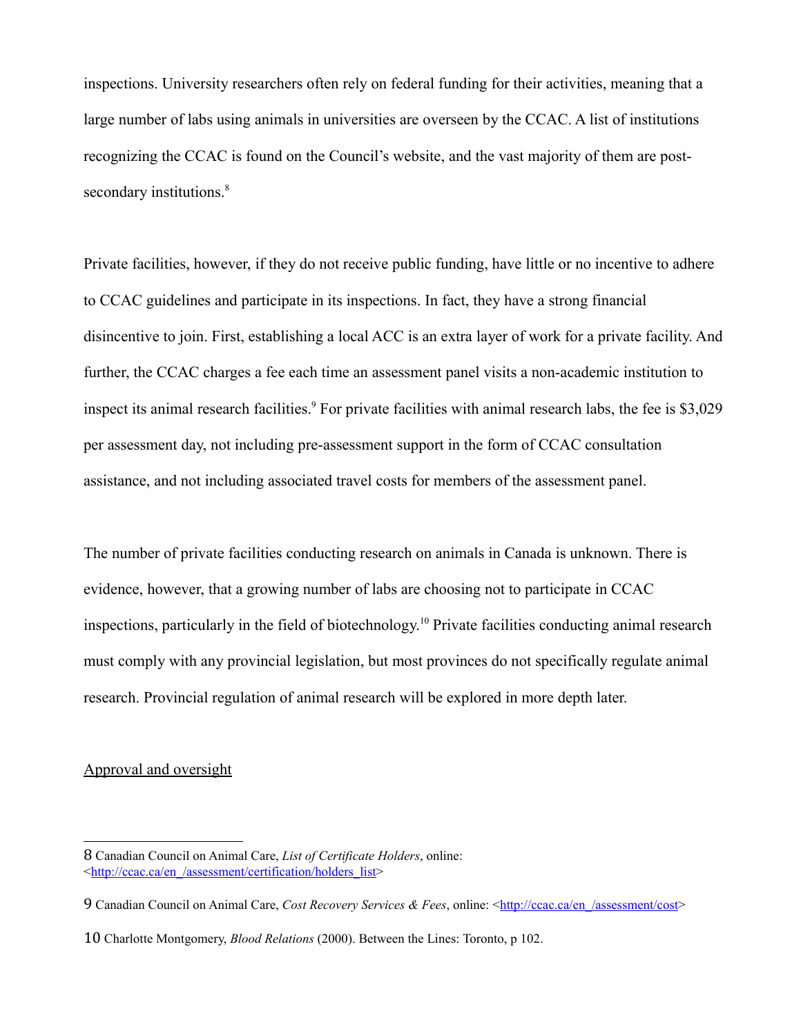inspections. University researchers often rely on federal funding for their activities, meaning that a large number of labs using animals in universities are overseen by the CCAC. A list of institutions recognizing the CCAC is found on the Council's website, and the vast majority of them are post-secondary institutions.[8]

Private facilities, however, if they do not receive public funding, have little or no incentive to adhere to CCAC guidelines and participate in its inspections. In fact, they have a strong financial disincentive to join. First, establishing a local ACC is an extra layer of work for a private facility. And further, the CCAC charges a fee each time an assessment panel visits a non-academic institution to inspect its animal research facilities.[9] For private facilities with animal research labs, the fee is $3,029 per assessment day, not including pre-assessment support in the form of CCAC consultation assistance, and not including associated travel costs for members of the assessment panel.

The number of private facilities conducting research on animals in Canada is unknown. There is evidence, however, that a growing number of labs are choosing not to participate in CCAC inspections, particularly in the field of biotechnology.[10] Private facilities conducting animal research must comply with any provincial legislation, but most provinces do not specifically regulate animal research. Provincial regulation of animal research will be explored in more depth later.

Approval and oversight

---

8 Canadian Council on Animal Care, *List of Certificate Holders*, online: <http://ccac.ca/en_/assessment/certification/holders_list>

9 Canadian Council on Animal Care, *Cost Recovery Services & Fees*, online: <http://ccac.ca/en_/assessment/cost>

10 Charlotte Montgomery, *Blood Relations* (2000). Between the Lines: Toronto, p 102.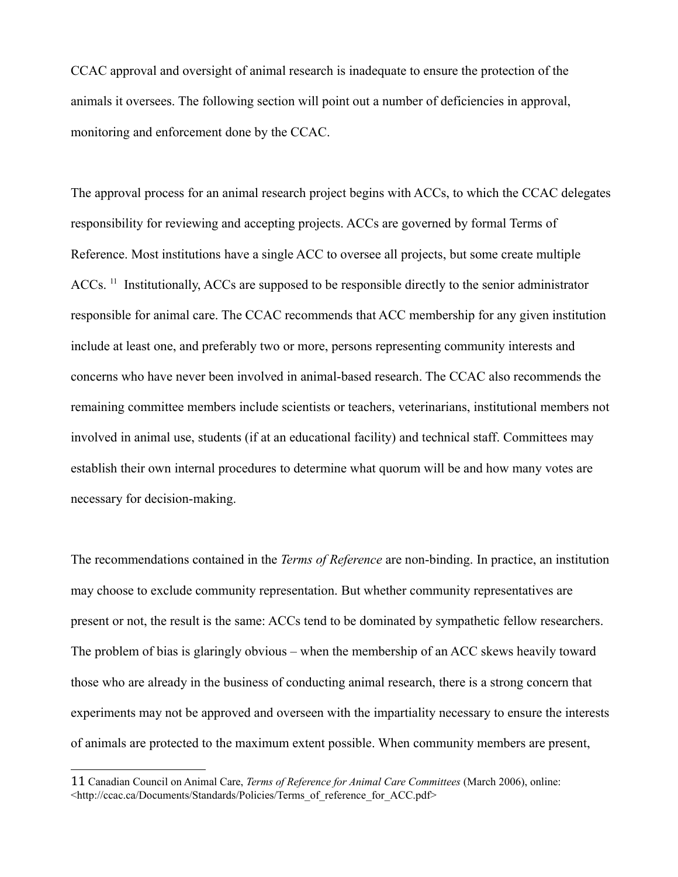CCAC approval and oversight of animal research is inadequate to ensure the protection of the animals it oversees. The following section will point out a number of deficiencies in approval, monitoring and enforcement done by the CCAC.

The approval process for an animal research project begins with ACCs, to which the CCAC delegates responsibility for reviewing and accepting projects. ACCs are governed by formal Terms of Reference. Most institutions have a single ACC to oversee all projects, but some create multiple ACCs.[11] Institutionally, ACCs are supposed to be responsible directly to the senior administrator responsible for animal care. The CCAC recommends that ACC membership for any given institution include at least one, and preferably two or more, persons representing community interests and concerns who have never been involved in animal-based research. The CCAC also recommends the remaining committee members include scientists or teachers, veterinarians, institutional members not involved in animal use, students (if at an educational facility) and technical staff. Committees may establish their own internal procedures to determine what quorum will be and how many votes are necessary for decision-making.

The recommendations contained in the *Terms of Reference* are non-binding. In practice, an institution may choose to exclude community representation. But whether community representatives are present or not, the result is the same: ACCs tend to be dominated by sympathetic fellow researchers. The problem of bias is glaringly obvious – when the membership of an ACC skews heavily toward those who are already in the business of conducting animal research, there is a strong concern that experiments may not be approved and overseen with the impartiality necessary to ensure the interests of animals are protected to the maximum extent possible. When community members are present,

---

11 Canadian Council on Animal Care, *Terms of Reference for Animal Care Committees* (March 2006), online: <http://ccac.ca/Documents/Standards/Policies/Terms_of_reference_for_ACC.pdf>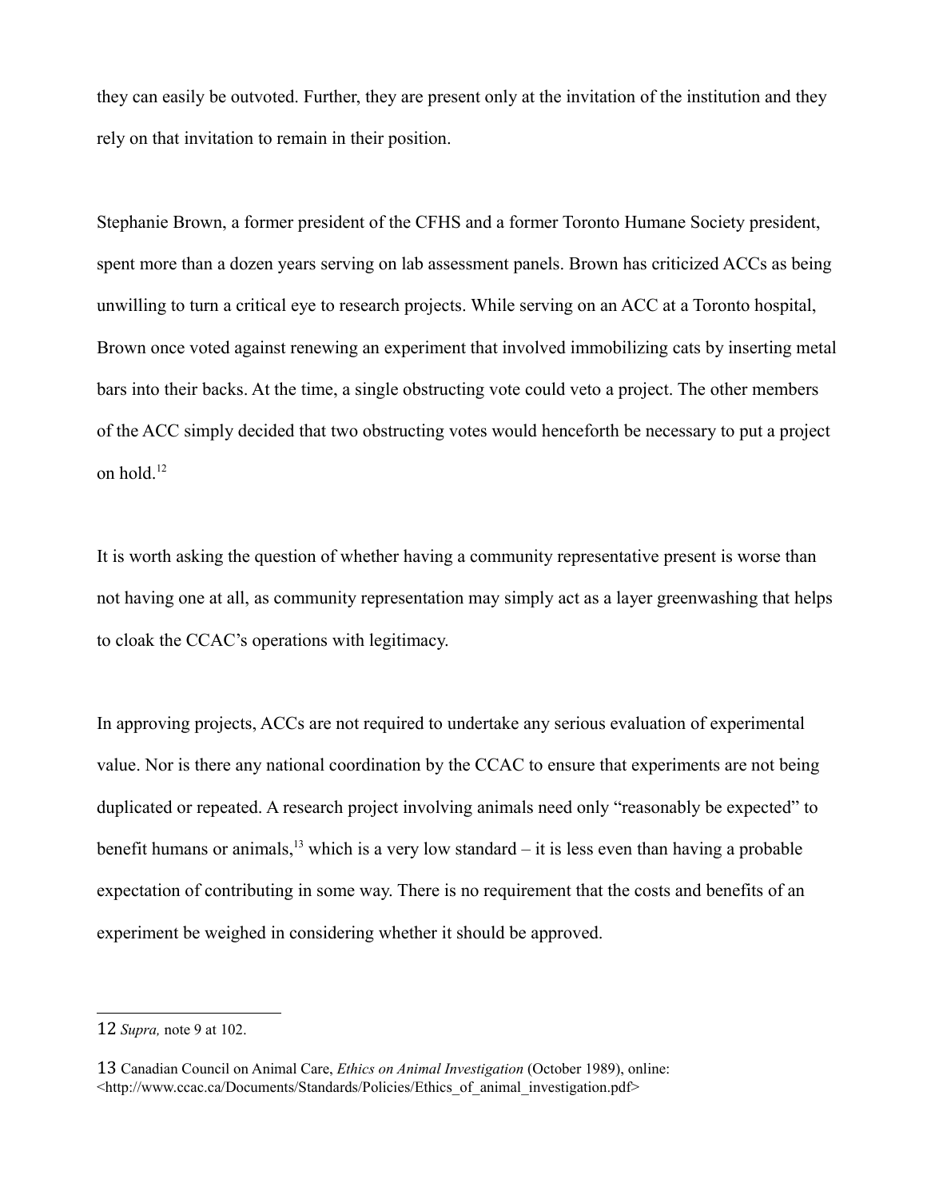they can easily be outvoted. Further, they are present only at the invitation of the institution and they rely on that invitation to remain in their position.

Stephanie Brown, a former president of the CFHS and a former Toronto Humane Society president, spent more than a dozen years serving on lab assessment panels. Brown has criticized ACCs as being unwilling to turn a critical eye to research projects. While serving on an ACC at a Toronto hospital, Brown once voted against renewing an experiment that involved immobilizing cats by inserting metal bars into their backs. At the time, a single obstructing vote could veto a project. The other members of the ACC simply decided that two obstructing votes would henceforth be necessary to put a project on hold.[12]

It is worth asking the question of whether having a community representative present is worse than not having one at all, as community representation may simply act as a layer greenwashing that helps to cloak the CCAC's operations with legitimacy.

In approving projects, ACCs are not required to undertake any serious evaluation of experimental value. Nor is there any national coordination by the CCAC to ensure that experiments are not being duplicated or repeated. A research project involving animals need only "reasonably be expected" to benefit humans or animals,[13] which is a very low standard – it is less even than having a probable expectation of contributing in some way. There is no requirement that the costs and benefits of an experiment be weighed in considering whether it should be approved.

---

12 *Supra,* note 9 at 102.

13 Canadian Council on Animal Care, *Ethics on Animal Investigation* (October 1989), online: <http://www.ccac.ca/Documents/Standards/Policies/Ethics_of_animal_investigation.pdf>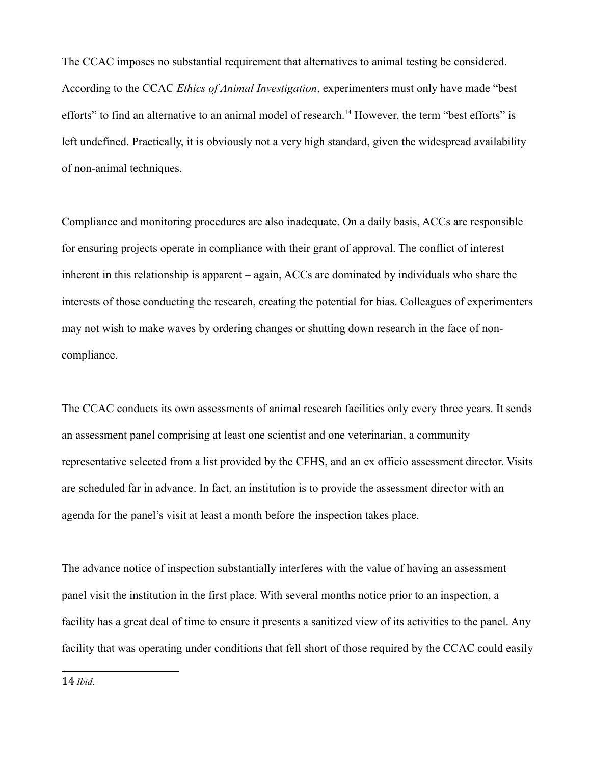The CCAC imposes no substantial requirement that alternatives to animal testing be considered. According to the CCAC *Ethics of Animal Investigation*, experimenters must only have made "best efforts" to find an alternative to an animal model of research.[14] However, the term "best efforts" is left undefined. Practically, it is obviously not a very high standard, given the widespread availability of non-animal techniques.

Compliance and monitoring procedures are also inadequate. On a daily basis, ACCs are responsible for ensuring projects operate in compliance with their grant of approval. The conflict of interest inherent in this relationship is apparent – again, ACCs are dominated by individuals who share the interests of those conducting the research, creating the potential for bias. Colleagues of experimenters may not wish to make waves by ordering changes or shutting down research in the face of non-compliance.

The CCAC conducts its own assessments of animal research facilities only every three years. It sends an assessment panel comprising at least one scientist and one veterinarian, a community representative selected from a list provided by the CFHS, and an ex officio assessment director. Visits are scheduled far in advance. In fact, an institution is to provide the assessment director with an agenda for the panel's visit at least a month before the inspection takes place.

The advance notice of inspection substantially interferes with the value of having an assessment panel visit the institution in the first place. With several months notice prior to an inspection, a facility has a great deal of time to ensure it presents a sanitized view of its activities to the panel. Any facility that was operating under conditions that fell short of those required by the CCAC could easily

---

14 *Ibid*.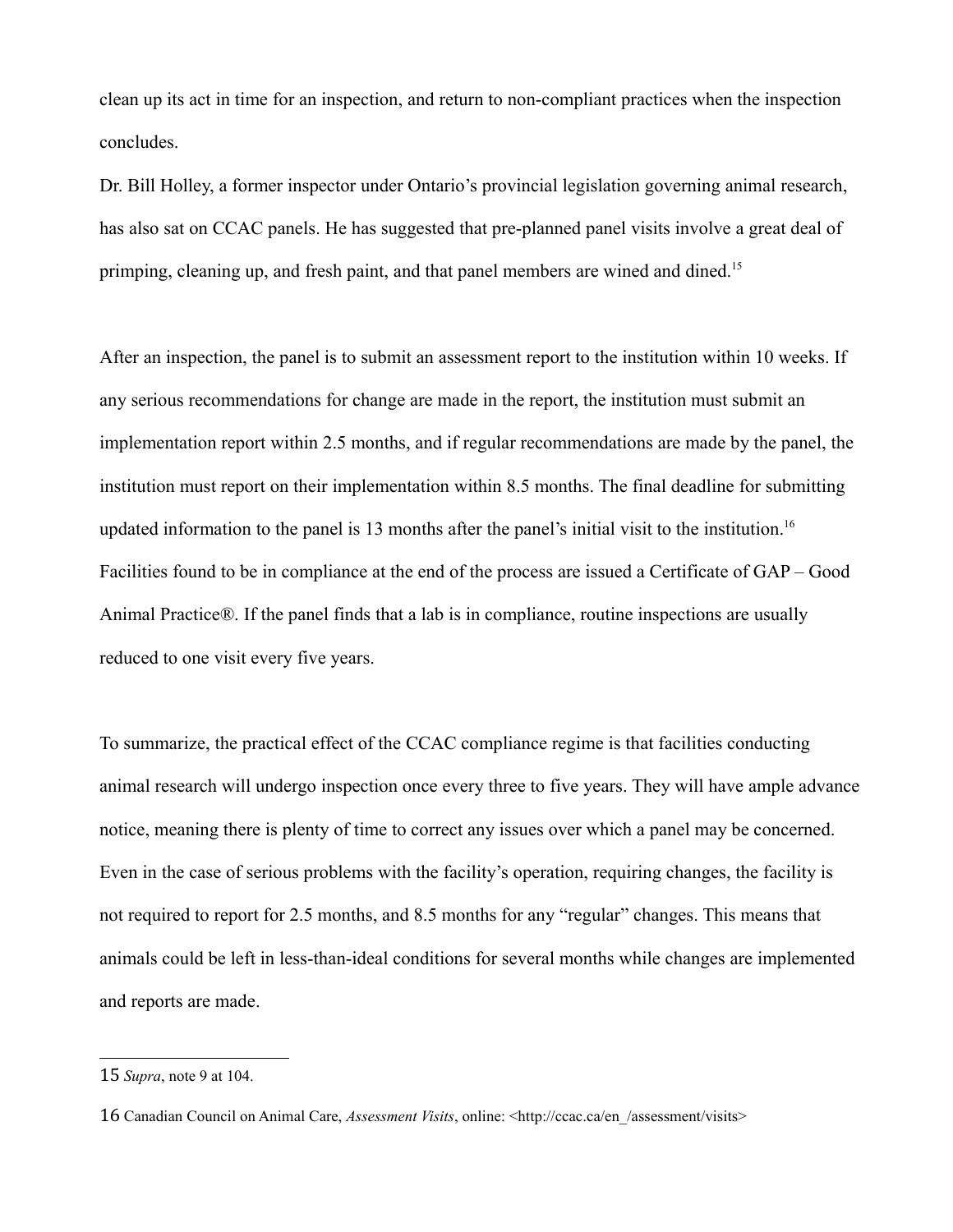clean up its act in time for an inspection, and return to non-compliant practices when the inspection concludes.

Dr. Bill Holley, a former inspector under Ontario's provincial legislation governing animal research, has also sat on CCAC panels. He has suggested that pre-planned panel visits involve a great deal of primping, cleaning up, and fresh paint, and that panel members are wined and dined.[15]

After an inspection, the panel is to submit an assessment report to the institution within 10 weeks. If any serious recommendations for change are made in the report, the institution must submit an implementation report within 2.5 months, and if regular recommendations are made by the panel, the institution must report on their implementation within 8.5 months. The final deadline for submitting updated information to the panel is 13 months after the panel's initial visit to the institution.[16] Facilities found to be in compliance at the end of the process are issued a Certificate of GAP – Good Animal Practice®. If the panel finds that a lab is in compliance, routine inspections are usually reduced to one visit every five years.

To summarize, the practical effect of the CCAC compliance regime is that facilities conducting animal research will undergo inspection once every three to five years. They will have ample advance notice, meaning there is plenty of time to correct any issues over which a panel may be concerned. Even in the case of serious problems with the facility's operation, requiring changes, the facility is not required to report for 2.5 months, and 8.5 months for any "regular" changes. This means that animals could be left in less-than-ideal conditions for several months while changes are implemented and reports are made.

---

15 *Supra*, note 9 at 104.

16 Canadian Council on Animal Care, *Assessment Visits*, online: <http://ccac.ca/en_/assessment/visits>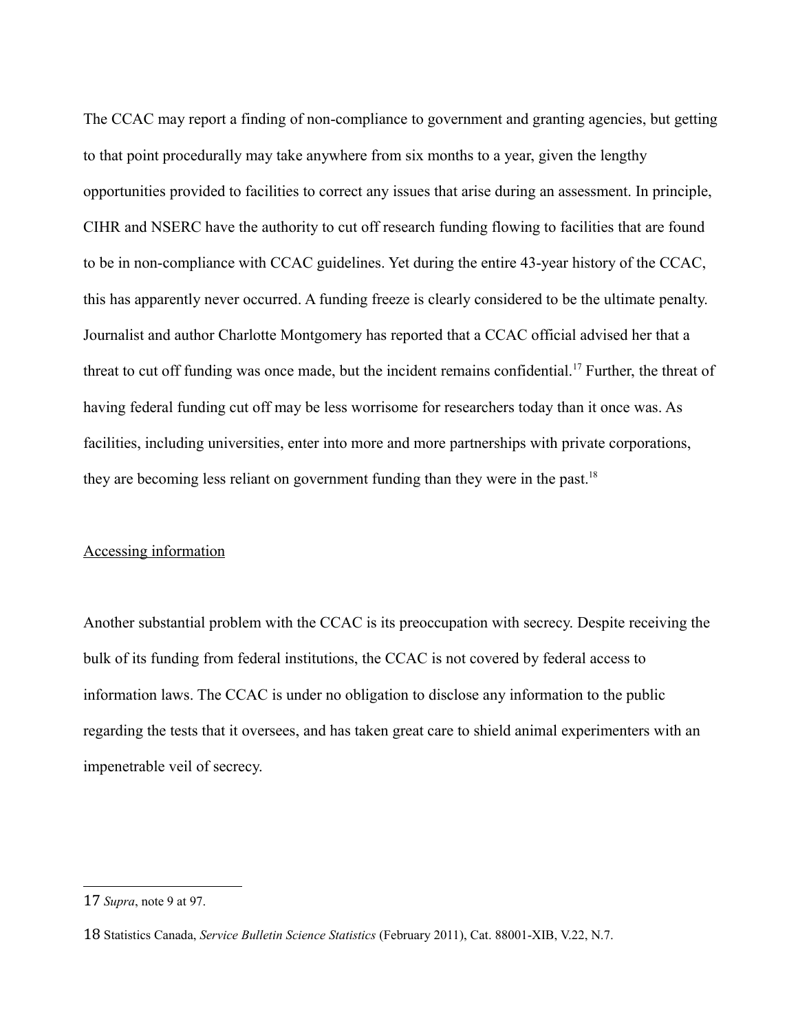The CCAC may report a finding of non-compliance to government and granting agencies, but getting to that point procedurally may take anywhere from six months to a year, given the lengthy opportunities provided to facilities to correct any issues that arise during an assessment. In principle, CIHR and NSERC have the authority to cut off research funding flowing to facilities that are found to be in non-compliance with CCAC guidelines. Yet during the entire 43-year history of the CCAC, this has apparently never occurred. A funding freeze is clearly considered to be the ultimate penalty. Journalist and author Charlotte Montgomery has reported that a CCAC official advised her that a threat to cut off funding was once made, but the incident remains confidential.[17] Further, the threat of having federal funding cut off may be less worrisome for researchers today than it once was. As facilities, including universities, enter into more and more partnerships with private corporations, they are becoming less reliant on government funding than they were in the past.[18]

<u>Accessing information</u>

Another substantial problem with the CCAC is its preoccupation with secrecy. Despite receiving the bulk of its funding from federal institutions, the CCAC is not covered by federal access to information laws. The CCAC is under no obligation to disclose any information to the public regarding the tests that it oversees, and has taken great care to shield animal experimenters with an impenetrable veil of secrecy.

---

17 *Supra*, note 9 at 97.

18 Statistics Canada, *Service Bulletin Science Statistics* (February 2011), Cat. 88001-XIB, V.22, N.7.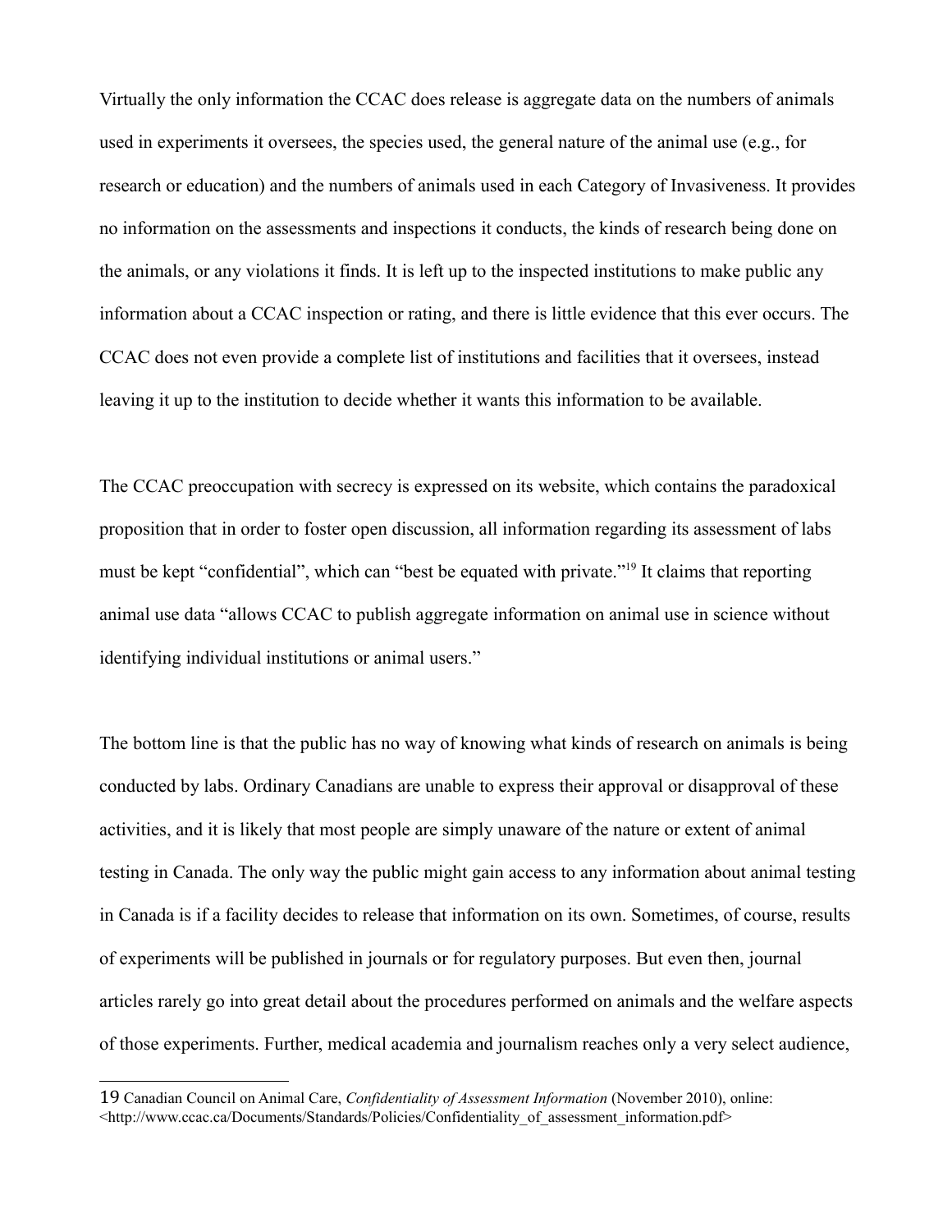Virtually the only information the CCAC does release is aggregate data on the numbers of animals used in experiments it oversees, the species used, the general nature of the animal use (e.g., for research or education) and the numbers of animals used in each Category of Invasiveness. It provides no information on the assessments and inspections it conducts, the kinds of research being done on the animals, or any violations it finds. It is left up to the inspected institutions to make public any information about a CCAC inspection or rating, and there is little evidence that this ever occurs. The CCAC does not even provide a complete list of institutions and facilities that it oversees, instead leaving it up to the institution to decide whether it wants this information to be available.

The CCAC preoccupation with secrecy is expressed on its website, which contains the paradoxical proposition that in order to foster open discussion, all information regarding its assessment of labs must be kept "confidential", which can "best be equated with private."[19] It claims that reporting animal use data "allows CCAC to publish aggregate information on animal use in science without identifying individual institutions or animal users."

The bottom line is that the public has no way of knowing what kinds of research on animals is being conducted by labs. Ordinary Canadians are unable to express their approval or disapproval of these activities, and it is likely that most people are simply unaware of the nature or extent of animal testing in Canada. The only way the public might gain access to any information about animal testing in Canada is if a facility decides to release that information on its own. Sometimes, of course, results of experiments will be published in journals or for regulatory purposes. But even then, journal articles rarely go into great detail about the procedures performed on animals and the welfare aspects of those experiments. Further, medical academia and journalism reaches only a very select audience,

---

19 Canadian Council on Animal Care, *Confidentiality of Assessment Information* (November 2010), online: <http://www.ccac.ca/Documents/Standards/Policies/Confidentiality_of_assessment_information.pdf>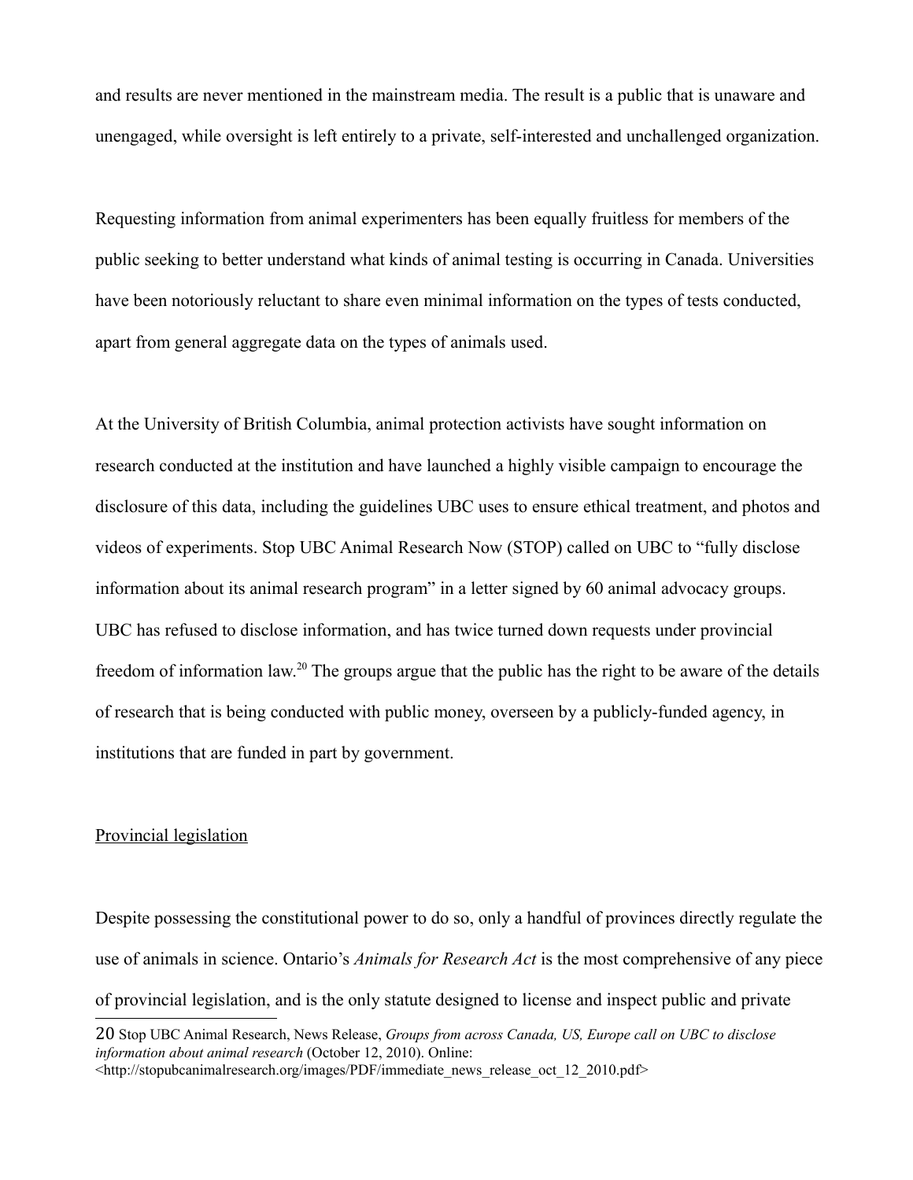and results are never mentioned in the mainstream media. The result is a public that is unaware and unengaged, while oversight is left entirely to a private, self-interested and unchallenged organization.

Requesting information from animal experimenters has been equally fruitless for members of the public seeking to better understand what kinds of animal testing is occurring in Canada. Universities have been notoriously reluctant to share even minimal information on the types of tests conducted, apart from general aggregate data on the types of animals used.

At the University of British Columbia, animal protection activists have sought information on research conducted at the institution and have launched a highly visible campaign to encourage the disclosure of this data, including the guidelines UBC uses to ensure ethical treatment, and photos and videos of experiments. Stop UBC Animal Research Now (STOP) called on UBC to "fully disclose information about its animal research program" in a letter signed by 60 animal advocacy groups. UBC has refused to disclose information, and has twice turned down requests under provincial freedom of information law.[20] The groups argue that the public has the right to be aware of the details of research that is being conducted with public money, overseen by a publicly-funded agency, in institutions that are funded in part by government.

<u>Provincial legislation</u>

Despite possessing the constitutional power to do so, only a handful of provinces directly regulate the use of animals in science. Ontario's *Animals for Research Act* is the most comprehensive of any piece of provincial legislation, and is the only statute designed to license and inspect public and private

---

20 Stop UBC Animal Research, News Release, *Groups from across Canada, US, Europe call on UBC to disclose information about animal research* (October 12, 2010). Online: <http://stopubcanimalresearch.org/images/PDF/immediate_news_release_oct_12_2010.pdf>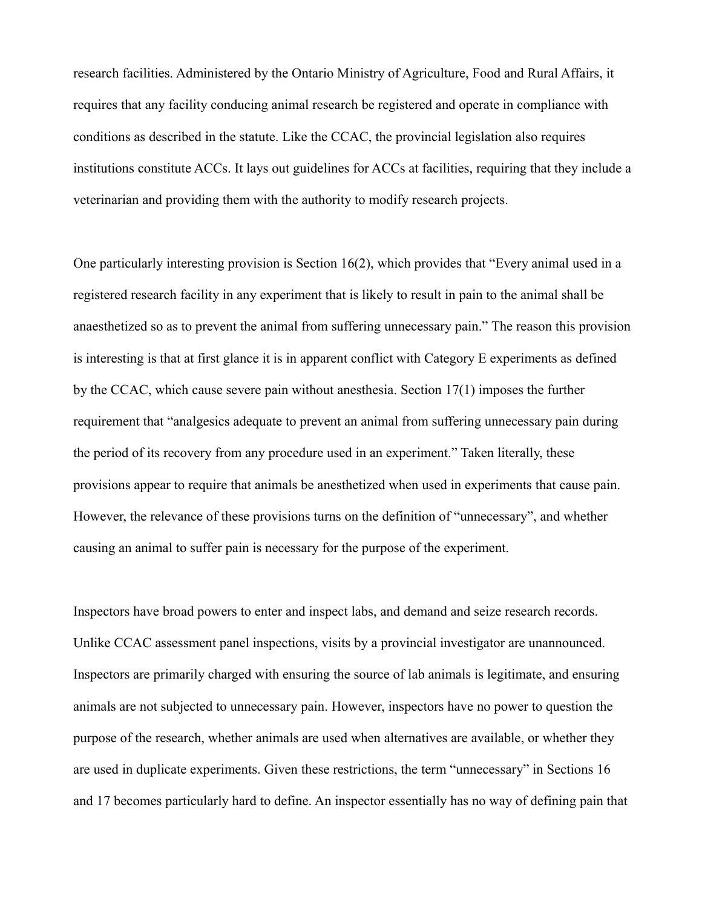research facilities. Administered by the Ontario Ministry of Agriculture, Food and Rural Affairs, it requires that any facility conducing animal research be registered and operate in compliance with conditions as described in the statute. Like the CCAC, the provincial legislation also requires institutions constitute ACCs. It lays out guidelines for ACCs at facilities, requiring that they include a veterinarian and providing them with the authority to modify research projects.

One particularly interesting provision is Section 16(2), which provides that "Every animal used in a registered research facility in any experiment that is likely to result in pain to the animal shall be anaesthetized so as to prevent the animal from suffering unnecessary pain." The reason this provision is interesting is that at first glance it is in apparent conflict with Category E experiments as defined by the CCAC, which cause severe pain without anesthesia. Section 17(1) imposes the further requirement that "analgesics adequate to prevent an animal from suffering unnecessary pain during the period of its recovery from any procedure used in an experiment." Taken literally, these provisions appear to require that animals be anesthetized when used in experiments that cause pain. However, the relevance of these provisions turns on the definition of "unnecessary", and whether causing an animal to suffer pain is necessary for the purpose of the experiment.

Inspectors have broad powers to enter and inspect labs, and demand and seize research records. Unlike CCAC assessment panel inspections, visits by a provincial investigator are unannounced. Inspectors are primarily charged with ensuring the source of lab animals is legitimate, and ensuring animals are not subjected to unnecessary pain. However, inspectors have no power to question the purpose of the research, whether animals are used when alternatives are available, or whether they are used in duplicate experiments. Given these restrictions, the term "unnecessary" in Sections 16 and 17 becomes particularly hard to define. An inspector essentially has no way of defining pain that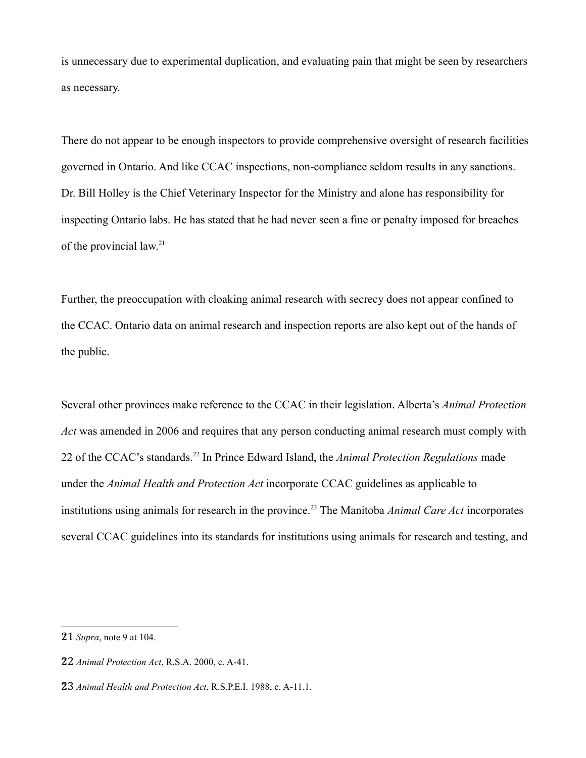is unnecessary due to experimental duplication, and evaluating pain that might be seen by researchers as necessary.

There do not appear to be enough inspectors to provide comprehensive oversight of research facilities governed in Ontario. And like CCAC inspections, non-compliance seldom results in any sanctions. Dr. Bill Holley is the Chief Veterinary Inspector for the Ministry and alone has responsibility for inspecting Ontario labs. He has stated that he had never seen a fine or penalty imposed for breaches of the provincial law.[21]

Further, the preoccupation with cloaking animal research with secrecy does not appear confined to the CCAC. Ontario data on animal research and inspection reports are also kept out of the hands of the public.

Several other provinces make reference to the CCAC in their legislation. Alberta's *Animal Protection Act* was amended in 2006 and requires that any person conducting animal research must comply with 22 of the CCAC's standards.[22] In Prince Edward Island, the *Animal Protection Regulations* made under the *Animal Health and Protection Act* incorporate CCAC guidelines as applicable to institutions using animals for research in the province.[23] The Manitoba *Animal Care Act* incorporates several CCAC guidelines into its standards for institutions using animals for research and testing, and

---

21 *Supra*, note 9 at 104.

22 *Animal Protection Act*, R.S.A. 2000, c. A-41.

23 *Animal Health and Protection Act*, R.S.P.E.I. 1988, c. A-11.1.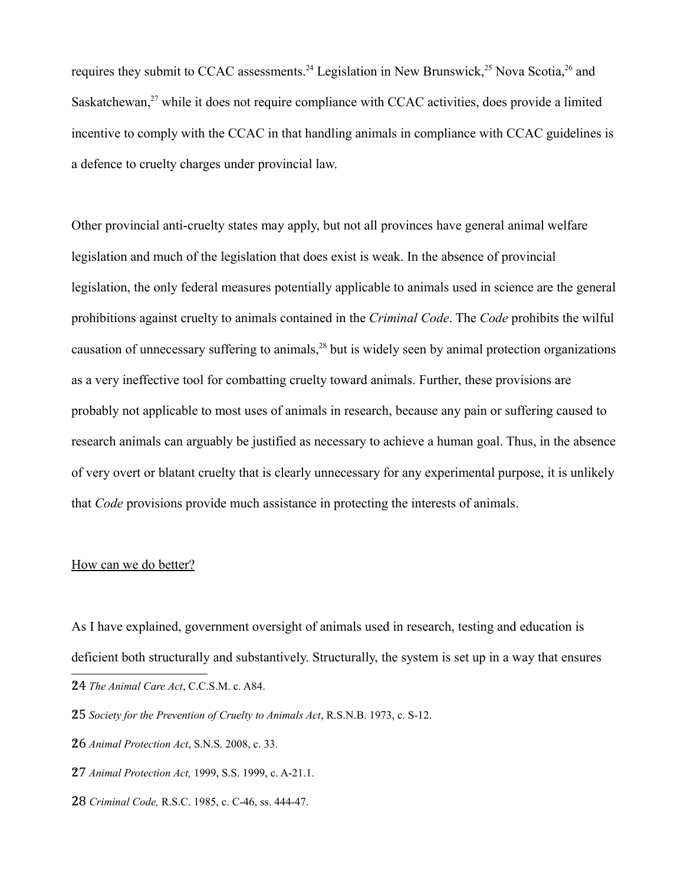requires they submit to CCAC assessments.[24] Legislation in New Brunswick,[25] Nova Scotia,[26] and Saskatchewan,[27] while it does not require compliance with CCAC activities, does provide a limited incentive to comply with the CCAC in that handling animals in compliance with CCAC guidelines is a defence to cruelty charges under provincial law.

Other provincial anti-cruelty states may apply, but not all provinces have general animal welfare legislation and much of the legislation that does exist is weak. In the absence of provincial legislation, the only federal measures potentially applicable to animals used in science are the general prohibitions against cruelty to animals contained in the *Criminal Code*. The *Code* prohibits the wilful causation of unnecessary suffering to animals,[28] but is widely seen by animal protection organizations as a very ineffective tool for combatting cruelty toward animals. Further, these provisions are probably not applicable to most uses of animals in research, because any pain or suffering caused to research animals can arguably be justified as necessary to achieve a human goal. Thus, in the absence of very overt or blatant cruelty that is clearly unnecessary for any experimental purpose, it is unlikely that *Code* provisions provide much assistance in protecting the interests of animals.

<u>How can we do better?</u>

As I have explained, government oversight of animals used in research, testing and education is deficient both structurally and substantively. Structurally, the system is set up in a way that ensures

---

24 *The Animal Care Act*, C.C.S.M. c. A84.

25 *Society for the Prevention of Cruelty to Animals Act*, R.S.N.B. 1973, c. S-12.

26 *Animal Protection Act*, S.N.S. 2008, c. 33.

27 *Animal Protection Act,* 1999, S.S. 1999, c. A-21.1.

28 *Criminal Code,* R.S.C. 1985, c. C-46, ss. 444-47.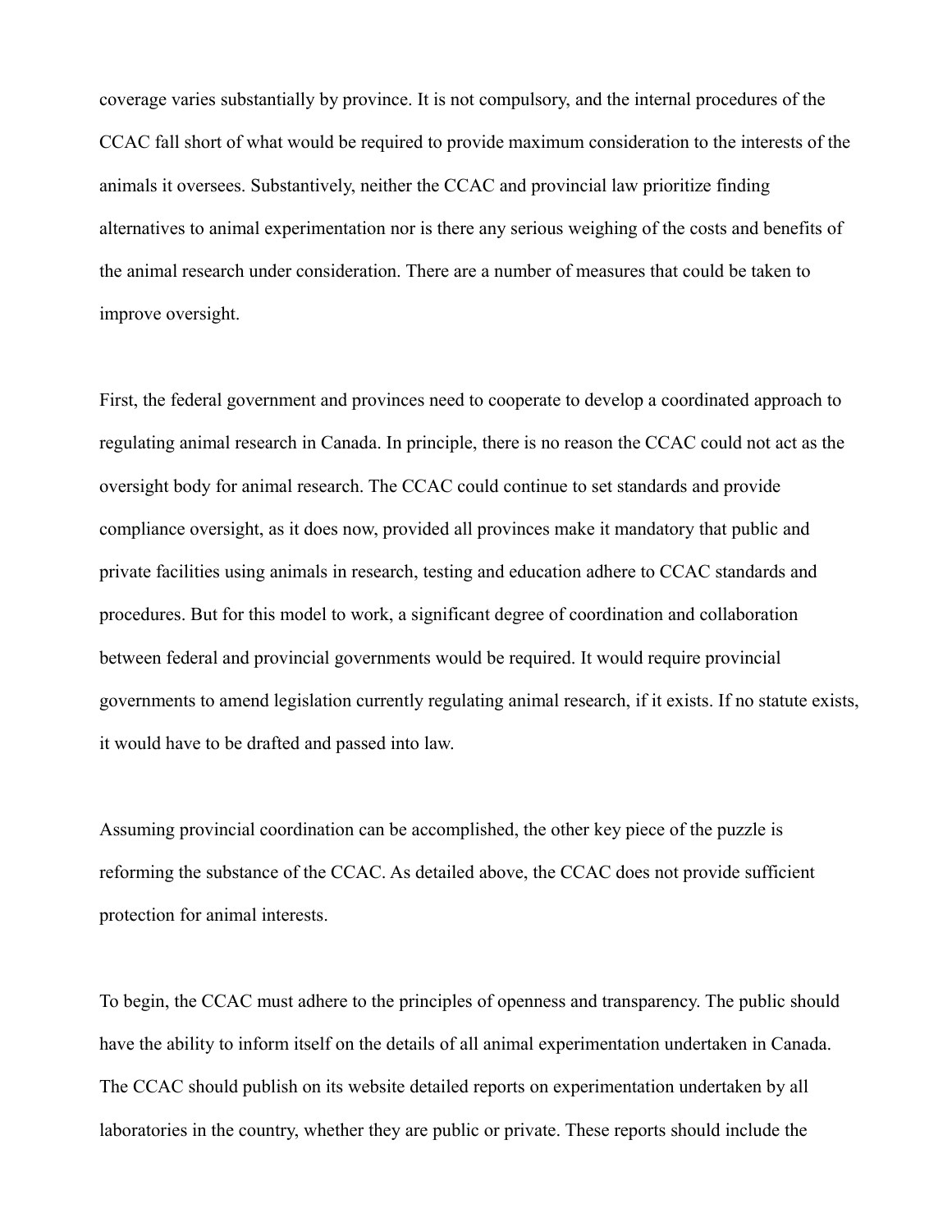coverage varies substantially by province. It is not compulsory, and the internal procedures of the CCAC fall short of what would be required to provide maximum consideration to the interests of the animals it oversees. Substantively, neither the CCAC and provincial law prioritize finding alternatives to animal experimentation nor is there any serious weighing of the costs and benefits of the animal research under consideration. There are a number of measures that could be taken to improve oversight.

First, the federal government and provinces need to cooperate to develop a coordinated approach to regulating animal research in Canada. In principle, there is no reason the CCAC could not act as the oversight body for animal research. The CCAC could continue to set standards and provide compliance oversight, as it does now, provided all provinces make it mandatory that public and private facilities using animals in research, testing and education adhere to CCAC standards and procedures. But for this model to work, a significant degree of coordination and collaboration between federal and provincial governments would be required. It would require provincial governments to amend legislation currently regulating animal research, if it exists. If no statute exists, it would have to be drafted and passed into law.

Assuming provincial coordination can be accomplished, the other key piece of the puzzle is reforming the substance of the CCAC. As detailed above, the CCAC does not provide sufficient protection for animal interests.

To begin, the CCAC must adhere to the principles of openness and transparency. The public should have the ability to inform itself on the details of all animal experimentation undertaken in Canada. The CCAC should publish on its website detailed reports on experimentation undertaken by all laboratories in the country, whether they are public or private. These reports should include the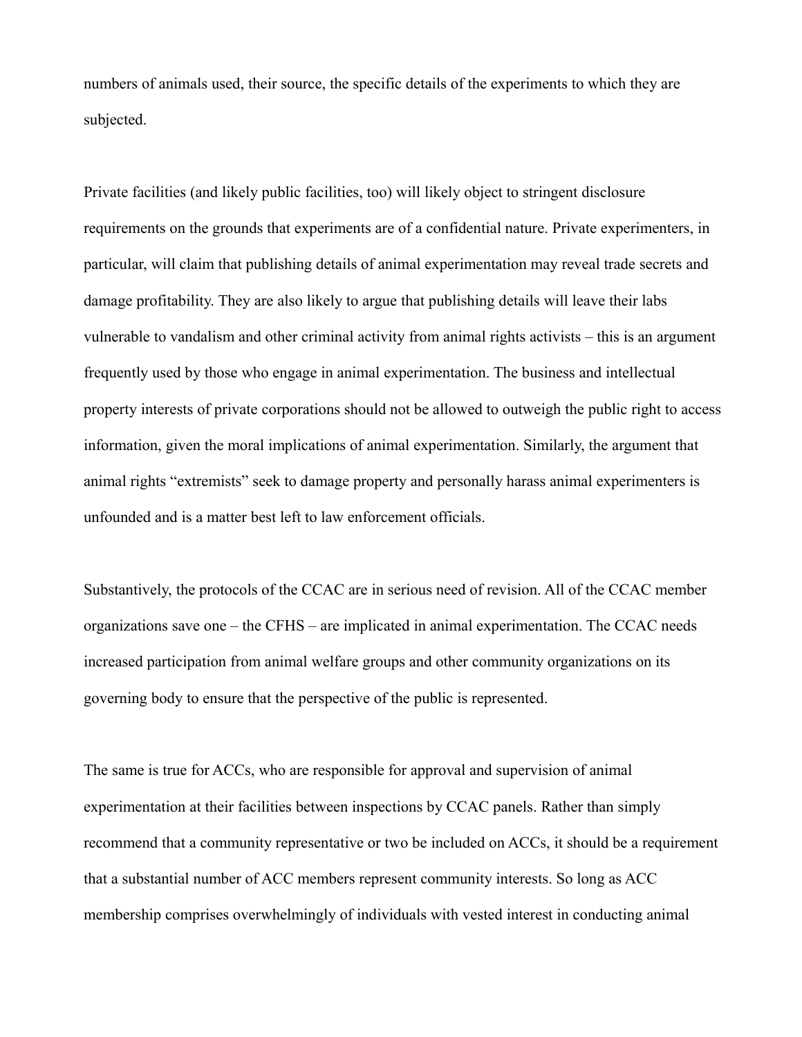numbers of animals used, their source, the specific details of the experiments to which they are subjected.

Private facilities (and likely public facilities, too) will likely object to stringent disclosure requirements on the grounds that experiments are of a confidential nature. Private experimenters, in particular, will claim that publishing details of animal experimentation may reveal trade secrets and damage profitability. They are also likely to argue that publishing details will leave their labs vulnerable to vandalism and other criminal activity from animal rights activists – this is an argument frequently used by those who engage in animal experimentation. The business and intellectual property interests of private corporations should not be allowed to outweigh the public right to access information, given the moral implications of animal experimentation. Similarly, the argument that animal rights "extremists" seek to damage property and personally harass animal experimenters is unfounded and is a matter best left to law enforcement officials.

Substantively, the protocols of the CCAC are in serious need of revision. All of the CCAC member organizations save one – the CFHS – are implicated in animal experimentation. The CCAC needs increased participation from animal welfare groups and other community organizations on its governing body to ensure that the perspective of the public is represented.

The same is true for ACCs, who are responsible for approval and supervision of animal experimentation at their facilities between inspections by CCAC panels. Rather than simply recommend that a community representative or two be included on ACCs, it should be a requirement that a substantial number of ACC members represent community interests. So long as ACC membership comprises overwhelmingly of individuals with vested interest in conducting animal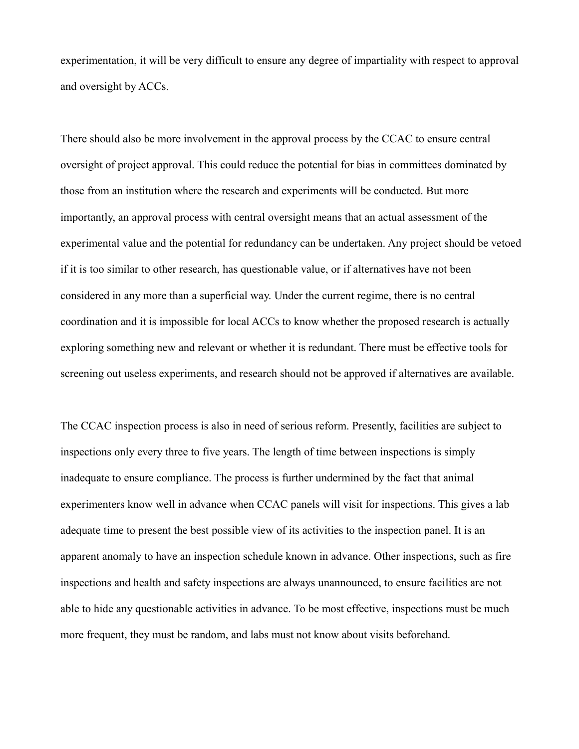experimentation, it will be very difficult to ensure any degree of impartiality with respect to approval and oversight by ACCs.

There should also be more involvement in the approval process by the CCAC to ensure central oversight of project approval. This could reduce the potential for bias in committees dominated by those from an institution where the research and experiments will be conducted. But more importantly, an approval process with central oversight means that an actual assessment of the experimental value and the potential for redundancy can be undertaken. Any project should be vetoed if it is too similar to other research, has questionable value, or if alternatives have not been considered in any more than a superficial way. Under the current regime, there is no central coordination and it is impossible for local ACCs to know whether the proposed research is actually exploring something new and relevant or whether it is redundant. There must be effective tools for screening out useless experiments, and research should not be approved if alternatives are available.

The CCAC inspection process is also in need of serious reform. Presently, facilities are subject to inspections only every three to five years. The length of time between inspections is simply inadequate to ensure compliance. The process is further undermined by the fact that animal experimenters know well in advance when CCAC panels will visit for inspections. This gives a lab adequate time to present the best possible view of its activities to the inspection panel. It is an apparent anomaly to have an inspection schedule known in advance. Other inspections, such as fire inspections and health and safety inspections are always unannounced, to ensure facilities are not able to hide any questionable activities in advance. To be most effective, inspections must be much more frequent, they must be random, and labs must not know about visits beforehand.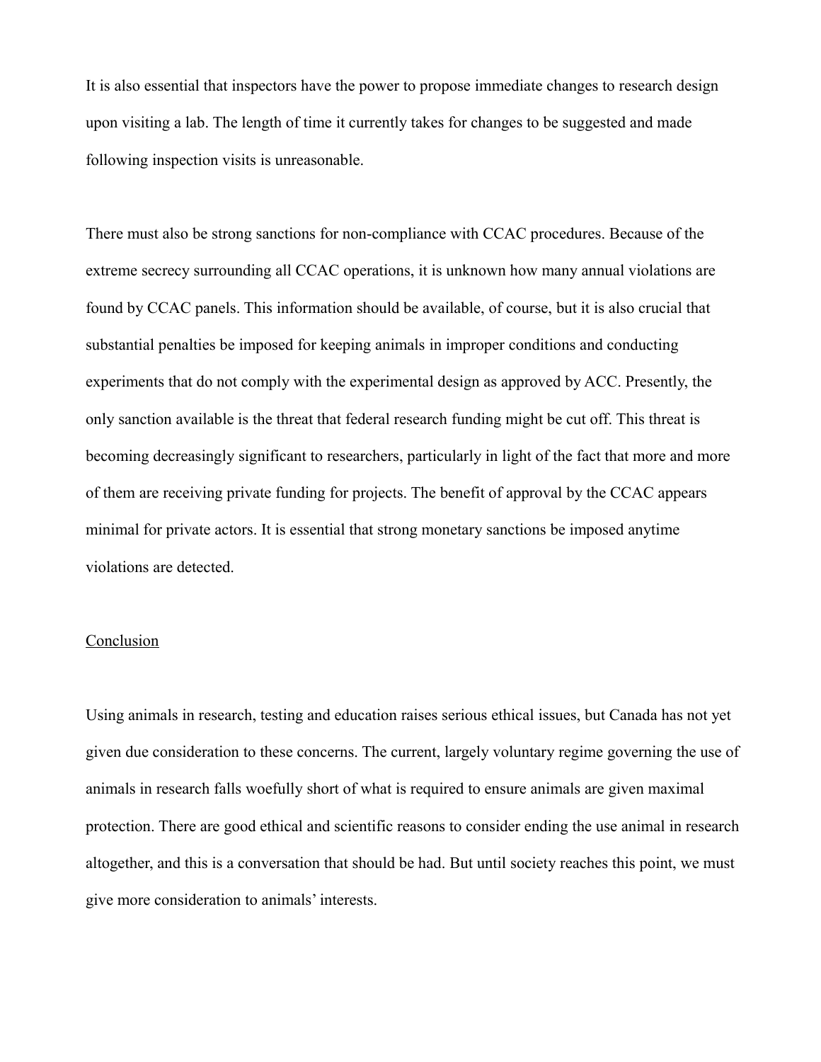It is also essential that inspectors have the power to propose immediate changes to research design upon visiting a lab. The length of time it currently takes for changes to be suggested and made following inspection visits is unreasonable.

There must also be strong sanctions for non-compliance with CCAC procedures. Because of the extreme secrecy surrounding all CCAC operations, it is unknown how many annual violations are found by CCAC panels. This information should be available, of course, but it is also crucial that substantial penalties be imposed for keeping animals in improper conditions and conducting experiments that do not comply with the experimental design as approved by ACC. Presently, the only sanction available is the threat that federal research funding might be cut off. This threat is becoming decreasingly significant to researchers, particularly in light of the fact that more and more of them are receiving private funding for projects. The benefit of approval by the CCAC appears minimal for private actors. It is essential that strong monetary sanctions be imposed anytime violations are detected.

<u>Conclusion</u>

Using animals in research, testing and education raises serious ethical issues, but Canada has not yet given due consideration to these concerns. The current, largely voluntary regime governing the use of animals in research falls woefully short of what is required to ensure animals are given maximal protection. There are good ethical and scientific reasons to consider ending the use animal in research altogether, and this is a conversation that should be had. But until society reaches this point, we must give more consideration to animals' interests.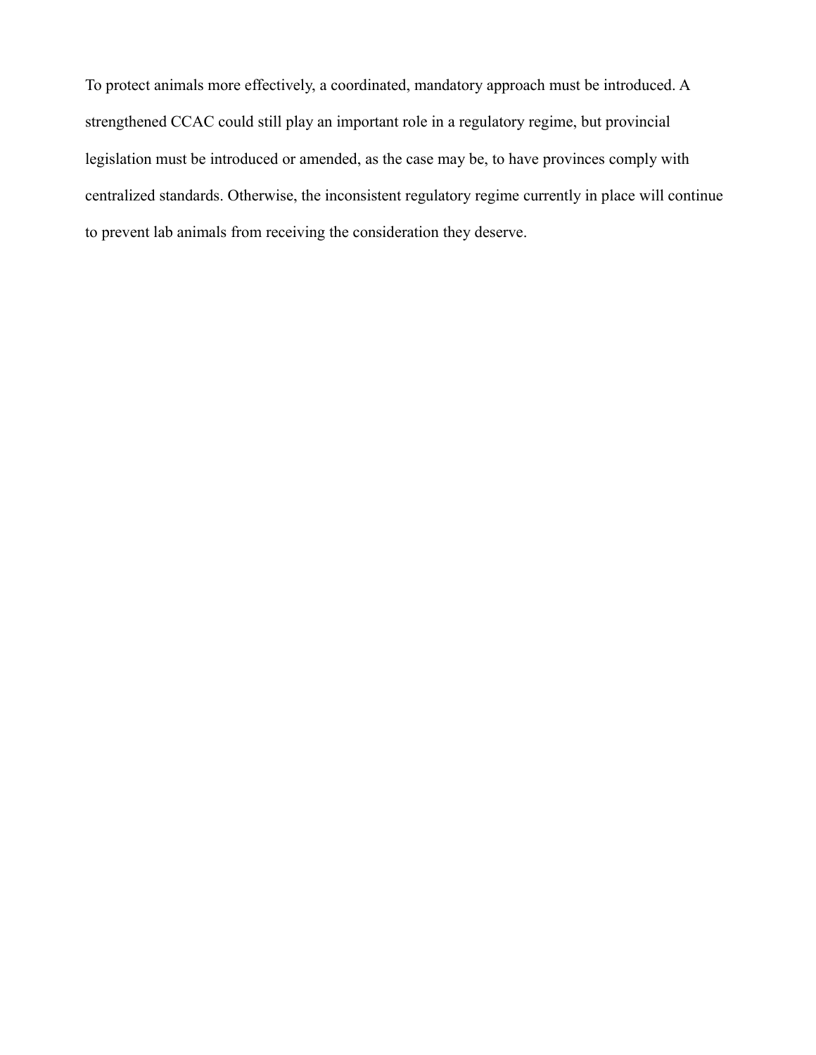To protect animals more effectively, a coordinated, mandatory approach must be introduced. A strengthened CCAC could still play an important role in a regulatory regime, but provincial legislation must be introduced or amended, as the case may be, to have provinces comply with centralized standards. Otherwise, the inconsistent regulatory regime currently in place will continue to prevent lab animals from receiving the consideration they deserve.